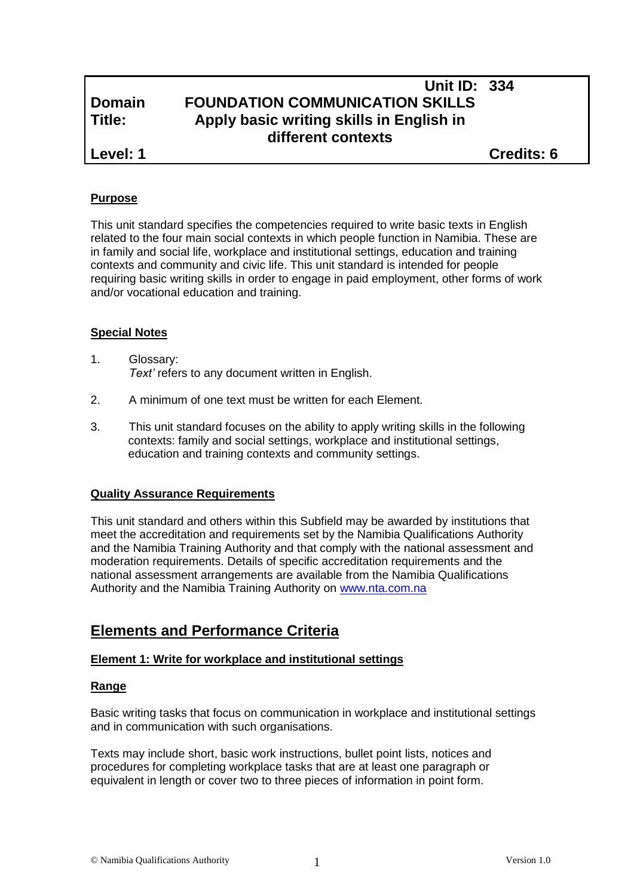| | Unit ID: 334 | |
|---|---|---|
| **Domain** | **FOUNDATION COMMUNICATION SKILLS** | |
| **Title:** | **Apply basic writing skills in English in different contexts** | |
| **Level: 1** | | **Credits: 6** |

## Purpose

This unit standard specifies the competencies required to write basic texts in English related to the four main social contexts in which people function in Namibia. These are in family and social life, workplace and institutional settings, education and training contexts and community and civic life. This unit standard is intended for people requiring basic writing skills in order to engage in paid employment, other forms of work and/or vocational education and training.

## Special Notes

1. Glossary:
   *Text'* refers to any document written in English.

2. A minimum of one text must be written for each Element.

3. This unit standard focuses on the ability to apply writing skills in the following contexts: family and social settings, workplace and institutional settings, education and training contexts and community settings.

## Quality Assurance Requirements

This unit standard and others within this Subfield may be awarded by institutions that meet the accreditation and requirements set by the Namibia Qualifications Authority and the Namibia Training Authority and that comply with the national assessment and moderation requirements. Details of specific accreditation requirements and the national assessment arrangements are available from the Namibia Qualifications Authority and the Namibia Training Authority on www.nta.com.na

# Elements and Performance Criteria

### Element 1: Write for workplace and institutional settings

#### Range

Basic writing tasks that focus on communication in workplace and institutional settings and in communication with such organisations.

Texts may include short, basic work instructions, bullet point lists, notices and procedures for completing workplace tasks that are at least one paragraph or equivalent in length or cover two to three pieces of information in point form.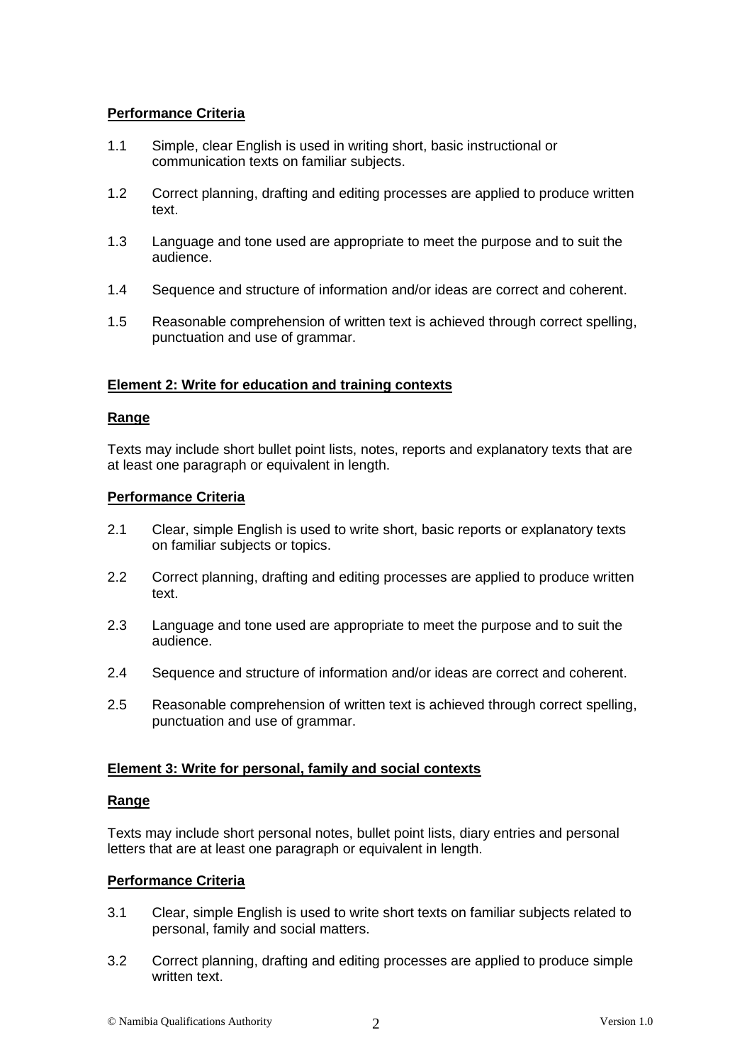**Performance Criteria**

1.1 Simple, clear English is used in writing short, basic instructional or communication texts on familiar subjects.

1.2 Correct planning, drafting and editing processes are applied to produce written text.

1.3 Language and tone used are appropriate to meet the purpose and to suit the audience.

1.4 Sequence and structure of information and/or ideas are correct and coherent.

1.5 Reasonable comprehension of written text is achieved through correct spelling, punctuation and use of grammar.

**Element 2: Write for education and training contexts**

**Range**

Texts may include short bullet point lists, notes, reports and explanatory texts that are at least one paragraph or equivalent in length.

**Performance Criteria**

2.1 Clear, simple English is used to write short, basic reports or explanatory texts on familiar subjects or topics.

2.2 Correct planning, drafting and editing processes are applied to produce written text.

2.3 Language and tone used are appropriate to meet the purpose and to suit the audience.

2.4 Sequence and structure of information and/or ideas are correct and coherent.

2.5 Reasonable comprehension of written text is achieved through correct spelling, punctuation and use of grammar.

**Element 3: Write for personal, family and social contexts**

**Range**

Texts may include short personal notes, bullet point lists, diary entries and personal letters that are at least one paragraph or equivalent in length.

**Performance Criteria**

3.1 Clear, simple English is used to write short texts on familiar subjects related to personal, family and social matters.

3.2 Correct planning, drafting and editing processes are applied to produce simple written text.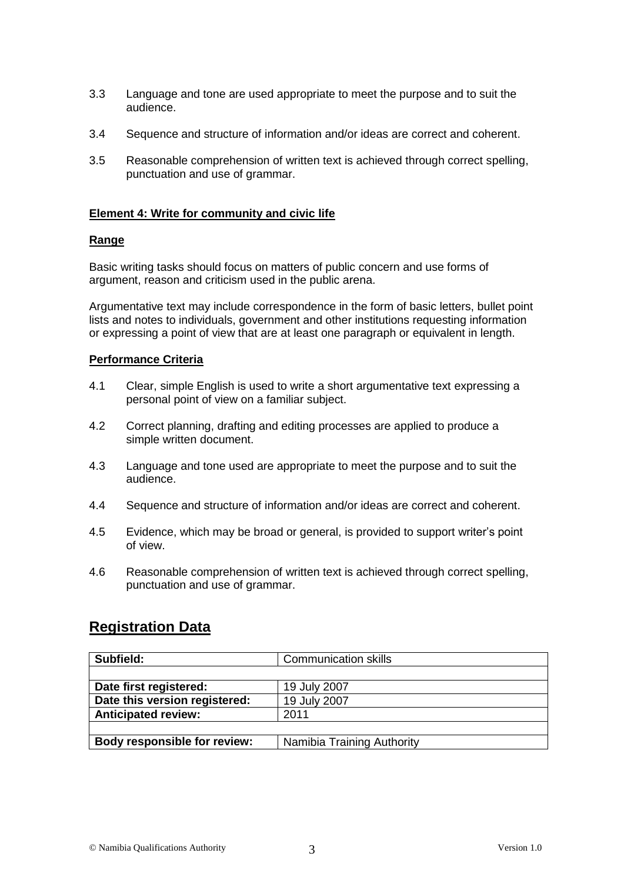3.3 Language and tone are used appropriate to meet the purpose and to suit the audience.

3.4 Sequence and structure of information and/or ideas are correct and coherent.

3.5 Reasonable comprehension of written text is achieved through correct spelling, punctuation and use of grammar.

**Element 4: Write for community and civic life**

**Range**

Basic writing tasks should focus on matters of public concern and use forms of argument, reason and criticism used in the public arena.

Argumentative text may include correspondence in the form of basic letters, bullet point lists and notes to individuals, government and other institutions requesting information or expressing a point of view that are at least one paragraph or equivalent in length.

**Performance Criteria**

4.1 Clear, simple English is used to write a short argumentative text expressing a personal point of view on a familiar subject.

4.2 Correct planning, drafting and editing processes are applied to produce a simple written document.

4.3 Language and tone used are appropriate to meet the purpose and to suit the audience.

4.4 Sequence and structure of information and/or ideas are correct and coherent.

4.5 Evidence, which may be broad or general, is provided to support writer's point of view.

4.6 Reasonable comprehension of written text is achieved through correct spelling, punctuation and use of grammar.

## Registration Data

| | |
|---|---|
| **Subfield:** | Communication skills |
| | |
| **Date first registered:** | 19 July 2007 |
| **Date this version registered:** | 19 July 2007 |
| **Anticipated review:** | 2011 |
| | |
| **Body responsible for review:** | Namibia Training Authority |